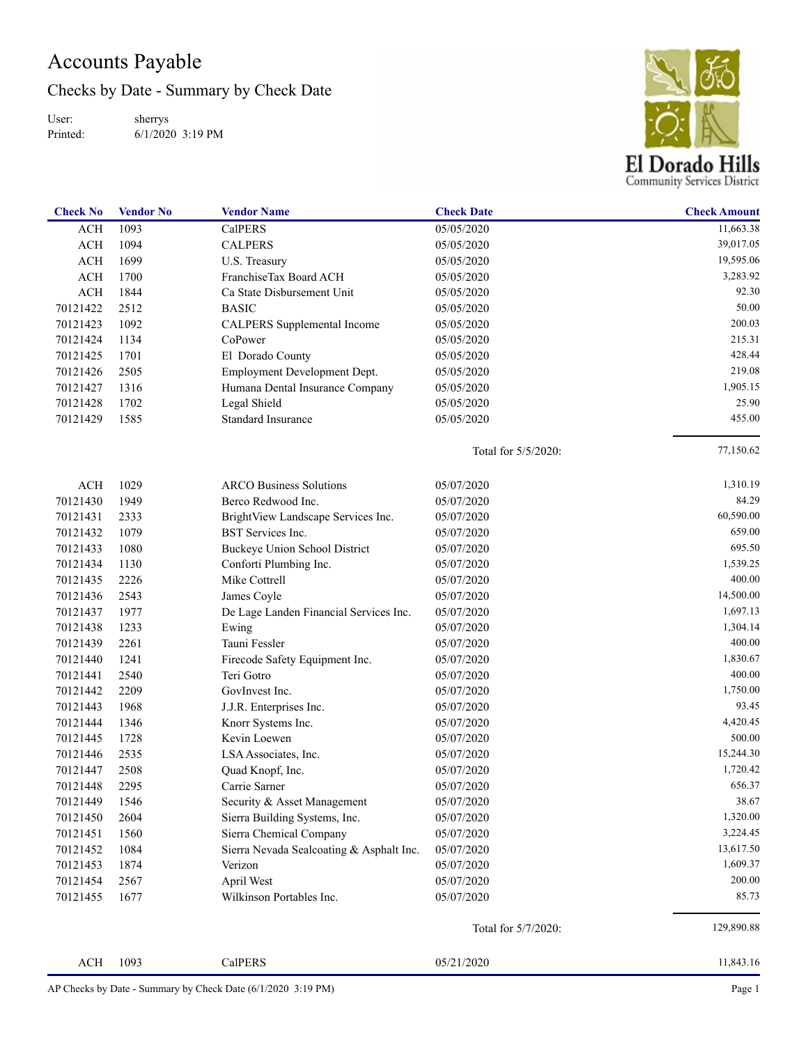# Accounts Payable

## Checks by Date - Summary by Check Date

User: sherrys
Printed: 6/1/2020 3:19 PM

El Dorado Hills Community Services District

| Check No | Vendor No | Vendor Name | Check Date | Check Amount |
|---|---|---|---|---|
| ACH | 1093 | CalPERS | 05/05/2020 | 11,663.38 |
| ACH | 1094 | CALPERS | 05/05/2020 | 39,017.05 |
| ACH | 1699 | U.S. Treasury | 05/05/2020 | 19,595.06 |
| ACH | 1700 | FranchiseTax Board ACH | 05/05/2020 | 3,283.92 |
| ACH | 1844 | Ca State Disbursement Unit | 05/05/2020 | 92.30 |
| 70121422 | 2512 | BASIC | 05/05/2020 | 50.00 |
| 70121423 | 1092 | CALPERS Supplemental Income | 05/05/2020 | 200.03 |
| 70121424 | 1134 | CoPower | 05/05/2020 | 215.31 |
| 70121425 | 1701 | El Dorado County | 05/05/2020 | 428.44 |
| 70121426 | 2505 | Employment Development Dept. | 05/05/2020 | 219.08 |
| 70121427 | 1316 | Humana Dental Insurance Company | 05/05/2020 | 1,905.15 |
| 70121428 | 1702 | Legal Shield | 05/05/2020 | 25.90 |
| 70121429 | 1585 | Standard Insurance | 05/05/2020 | 455.00 |
| | | | Total for 5/5/2020: | 77,150.62 |
| ACH | 1029 | ARCO Business Solutions | 05/07/2020 | 1,310.19 |
| 70121430 | 1949 | Berco Redwood Inc. | 05/07/2020 | 84.29 |
| 70121431 | 2333 | BrightView Landscape Services Inc. | 05/07/2020 | 60,590.00 |
| 70121432 | 1079 | BST Services Inc. | 05/07/2020 | 659.00 |
| 70121433 | 1080 | Buckeye Union School District | 05/07/2020 | 695.50 |
| 70121434 | 1130 | Conforti Plumbing Inc. | 05/07/2020 | 1,539.25 |
| 70121435 | 2226 | Mike Cottrell | 05/07/2020 | 400.00 |
| 70121436 | 2543 | James Coyle | 05/07/2020 | 14,500.00 |
| 70121437 | 1977 | De Lage Landen Financial Services Inc. | 05/07/2020 | 1,697.13 |
| 70121438 | 1233 | Ewing | 05/07/2020 | 1,304.14 |
| 70121439 | 2261 | Tauni Fessler | 05/07/2020 | 400.00 |
| 70121440 | 1241 | Firecode Safety Equipment Inc. | 05/07/2020 | 1,830.67 |
| 70121441 | 2540 | Teri Gotro | 05/07/2020 | 400.00 |
| 70121442 | 2209 | GovInvest Inc. | 05/07/2020 | 1,750.00 |
| 70121443 | 1968 | J.J.R. Enterprises Inc. | 05/07/2020 | 93.45 |
| 70121444 | 1346 | Knorr Systems Inc. | 05/07/2020 | 4,420.45 |
| 70121445 | 1728 | Kevin Loewen | 05/07/2020 | 500.00 |
| 70121446 | 2535 | LSA Associates, Inc. | 05/07/2020 | 15,244.30 |
| 70121447 | 2508 | Quad Knopf, Inc. | 05/07/2020 | 1,720.42 |
| 70121448 | 2295 | Carrie Sarner | 05/07/2020 | 656.37 |
| 70121449 | 1546 | Security & Asset Management | 05/07/2020 | 38.67 |
| 70121450 | 2604 | Sierra Building Systems, Inc. | 05/07/2020 | 1,320.00 |
| 70121451 | 1560 | Sierra Chemical Company | 05/07/2020 | 3,224.45 |
| 70121452 | 1084 | Sierra Nevada Sealcoating & Asphalt Inc. | 05/07/2020 | 13,617.50 |
| 70121453 | 1874 | Verizon | 05/07/2020 | 1,609.37 |
| 70121454 | 2567 | April West | 05/07/2020 | 200.00 |
| 70121455 | 1677 | Wilkinson Portables Inc. | 05/07/2020 | 85.73 |
| | | | Total for 5/7/2020: | 129,890.88 |
| ACH | 1093 | CalPERS | 05/21/2020 | 11,843.16 |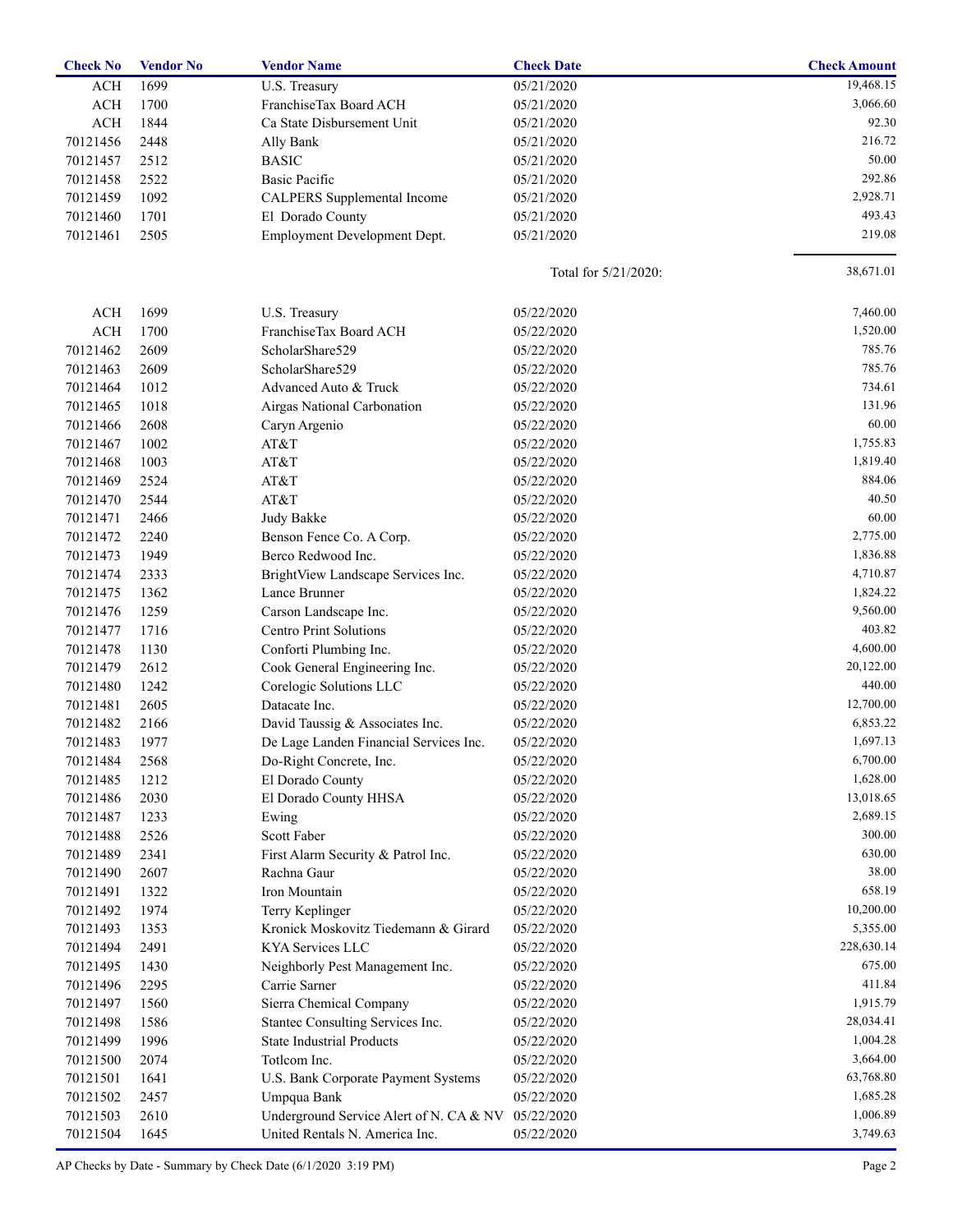| Check No | Vendor No | Vendor Name | Check Date | Check Amount |
|---|---|---|---|---|
| ACH | 1699 | U.S. Treasury | 05/21/2020 | 19,468.15 |
| ACH | 1700 | FranchiseTax Board ACH | 05/21/2020 | 3,066.60 |
| ACH | 1844 | Ca State Disbursement Unit | 05/21/2020 | 92.30 |
| 70121456 | 2448 | Ally Bank | 05/21/2020 | 216.72 |
| 70121457 | 2512 | BASIC | 05/21/2020 | 50.00 |
| 70121458 | 2522 | Basic Pacific | 05/21/2020 | 292.86 |
| 70121459 | 1092 | CALPERS Supplemental Income | 05/21/2020 | 2,928.71 |
| 70121460 | 1701 | El Dorado County | 05/21/2020 | 493.43 |
| 70121461 | 2505 | Employment Development Dept. | 05/21/2020 | 219.08 |
| | | | Total for 5/21/2020: | 38,671.01 |
| ACH | 1699 | U.S. Treasury | 05/22/2020 | 7,460.00 |
| ACH | 1700 | FranchiseTax Board ACH | 05/22/2020 | 1,520.00 |
| 70121462 | 2609 | ScholarShare529 | 05/22/2020 | 785.76 |
| 70121463 | 2609 | ScholarShare529 | 05/22/2020 | 785.76 |
| 70121464 | 1012 | Advanced Auto & Truck | 05/22/2020 | 734.61 |
| 70121465 | 1018 | Airgas National Carbonation | 05/22/2020 | 131.96 |
| 70121466 | 2608 | Caryn Argenio | 05/22/2020 | 60.00 |
| 70121467 | 1002 | AT&T | 05/22/2020 | 1,755.83 |
| 70121468 | 1003 | AT&T | 05/22/2020 | 1,819.40 |
| 70121469 | 2524 | AT&T | 05/22/2020 | 884.06 |
| 70121470 | 2544 | AT&T | 05/22/2020 | 40.50 |
| 70121471 | 2466 | Judy Bakke | 05/22/2020 | 60.00 |
| 70121472 | 2240 | Benson Fence Co. A Corp. | 05/22/2020 | 2,775.00 |
| 70121473 | 1949 | Berco Redwood Inc. | 05/22/2020 | 1,836.88 |
| 70121474 | 2333 | BrightView Landscape Services Inc. | 05/22/2020 | 4,710.87 |
| 70121475 | 1362 | Lance Brunner | 05/22/2020 | 1,824.22 |
| 70121476 | 1259 | Carson Landscape Inc. | 05/22/2020 | 9,560.00 |
| 70121477 | 1716 | Centro Print Solutions | 05/22/2020 | 403.82 |
| 70121478 | 1130 | Conforti Plumbing Inc. | 05/22/2020 | 4,600.00 |
| 70121479 | 2612 | Cook General Engineering Inc. | 05/22/2020 | 20,122.00 |
| 70121480 | 1242 | Corelogic Solutions LLC | 05/22/2020 | 440.00 |
| 70121481 | 2605 | Datacate Inc. | 05/22/2020 | 12,700.00 |
| 70121482 | 2166 | David Taussig & Associates Inc. | 05/22/2020 | 6,853.22 |
| 70121483 | 1977 | De Lage Landen Financial Services Inc. | 05/22/2020 | 1,697.13 |
| 70121484 | 2568 | Do-Right Concrete, Inc. | 05/22/2020 | 6,700.00 |
| 70121485 | 1212 | El Dorado County | 05/22/2020 | 1,628.00 |
| 70121486 | 2030 | El Dorado County HHSA | 05/22/2020 | 13,018.65 |
| 70121487 | 1233 | Ewing | 05/22/2020 | 2,689.15 |
| 70121488 | 2526 | Scott Faber | 05/22/2020 | 300.00 |
| 70121489 | 2341 | First Alarm Security & Patrol Inc. | 05/22/2020 | 630.00 |
| 70121490 | 2607 | Rachna Gaur | 05/22/2020 | 38.00 |
| 70121491 | 1322 | Iron Mountain | 05/22/2020 | 658.19 |
| 70121492 | 1974 | Terry Keplinger | 05/22/2020 | 10,200.00 |
| 70121493 | 1353 | Kronick Moskovitz Tiedemann & Girard | 05/22/2020 | 5,355.00 |
| 70121494 | 2491 | KYA Services LLC | 05/22/2020 | 228,630.14 |
| 70121495 | 1430 | Neighborly Pest Management Inc. | 05/22/2020 | 675.00 |
| 70121496 | 2295 | Carrie Sarner | 05/22/2020 | 411.84 |
| 70121497 | 1560 | Sierra Chemical Company | 05/22/2020 | 1,915.79 |
| 70121498 | 1586 | Stantec Consulting Services Inc. | 05/22/2020 | 28,034.41 |
| 70121499 | 1996 | State Industrial Products | 05/22/2020 | 1,004.28 |
| 70121500 | 2074 | Totlcom Inc. | 05/22/2020 | 3,664.00 |
| 70121501 | 1641 | U.S. Bank Corporate Payment Systems | 05/22/2020 | 63,768.80 |
| 70121502 | 2457 | Umpqua Bank | 05/22/2020 | 1,685.28 |
| 70121503 | 2610 | Underground Service Alert of N. CA & NV | 05/22/2020 | 1,006.89 |
| 70121504 | 1645 | United Rentals N. America Inc. | 05/22/2020 | 3,749.63 |

AP Checks by Date - Summary by Check Date (6/1/2020 3:19 PM)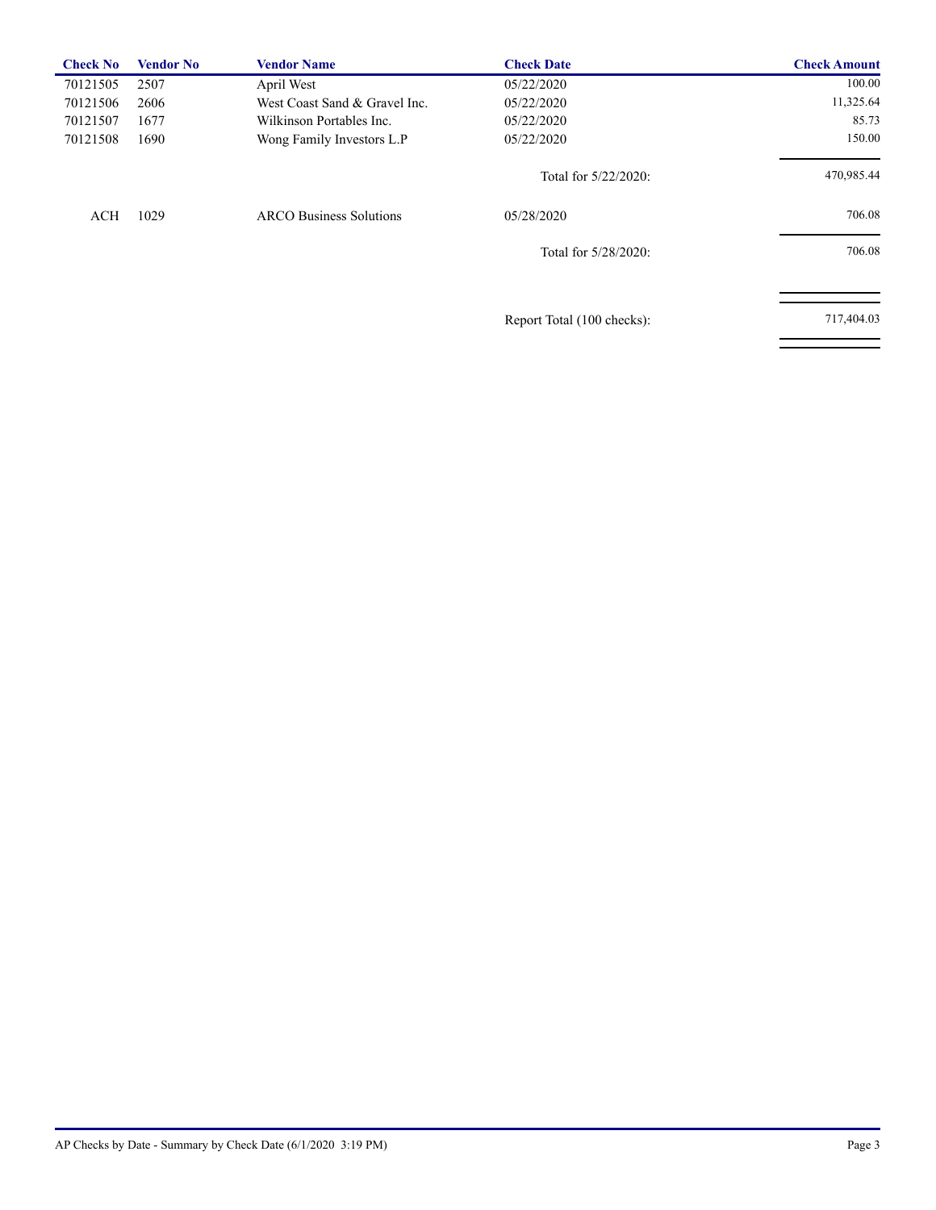| Check No | Vendor No | Vendor Name | Check Date | Check Amount |
| --- | --- | --- | --- | --- |
| 70121505 | 2507 | April West | 05/22/2020 | 100.00 |
| 70121506 | 2606 | West Coast Sand & Gravel Inc. | 05/22/2020 | 11,325.64 |
| 70121507 | 1677 | Wilkinson Portables Inc. | 05/22/2020 | 85.73 |
| 70121508 | 1690 | Wong Family Investors L.P | 05/22/2020 | 150.00 |
| | | | Total for 5/22/2020: | 470,985.44 |
| ACH | 1029 | ARCO Business Solutions | 05/28/2020 | 706.08 |
| | | | Total for 5/28/2020: | 706.08 |
| | | | Report Total (100 checks): | 717,404.03 |

AP Checks by Date - Summary by Check Date (6/1/2020 3:19 PM)